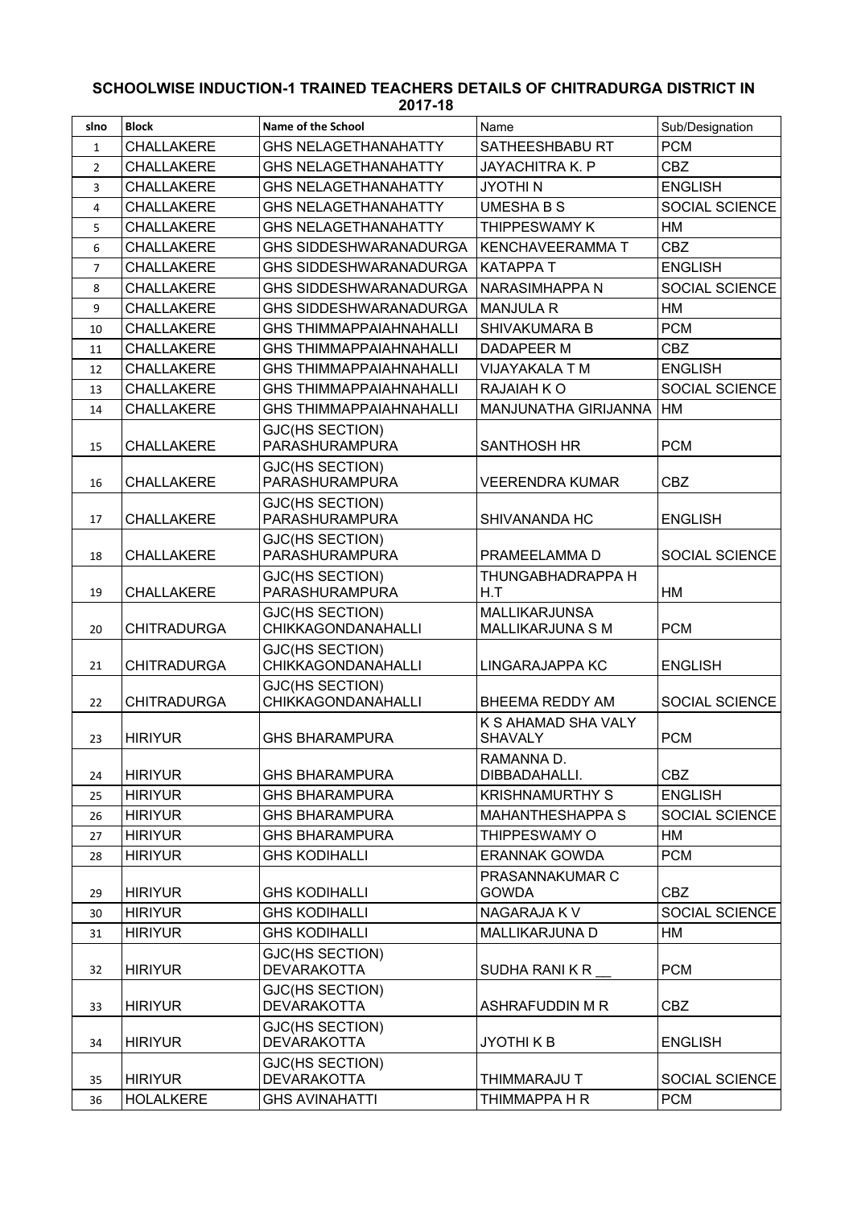## SCHOOLWISE INDUCTION-1 TRAINED TEACHERS DETAILS OF CHITRADURGA DISTRICT IN 2017-18

| slno | Block | Name of the School | Name | Sub/Designation |
|---|---|---|---|---|
| 1 | CHALLAKERE | GHS NELAGETHANAHATTY | SATHEESHBABU RT | PCM |
| 2 | CHALLAKERE | GHS NELAGETHANAHATTY | JAYACHITRA K. P | CBZ |
| 3 | CHALLAKERE | GHS NELAGETHANAHATTY | JYOTHI N | ENGLISH |
| 4 | CHALLAKERE | GHS NELAGETHANAHATTY | UMESHA B S | SOCIAL SCIENCE |
| 5 | CHALLAKERE | GHS NELAGETHANAHATTY | THIPPESWAMY K | HM |
| 6 | CHALLAKERE | GHS SIDDESHWARANADURGA | KENCHAVEERAMMA T | CBZ |
| 7 | CHALLAKERE | GHS SIDDESHWARANADURGA | KATAPPA T | ENGLISH |
| 8 | CHALLAKERE | GHS SIDDESHWARANADURGA | NARASIMHAPPA N | SOCIAL SCIENCE |
| 9 | CHALLAKERE | GHS SIDDESHWARANADURGA | MANJULA R | HM |
| 10 | CHALLAKERE | GHS THIMMAPPAIAHNAHALLI | SHIVAKUMARA B | PCM |
| 11 | CHALLAKERE | GHS THIMMAPPAIAHNAHALLI | DADAPEER M | CBZ |
| 12 | CHALLAKERE | GHS THIMMAPPAIAHNAHALLI | VIJAYAKALA T M | ENGLISH |
| 13 | CHALLAKERE | GHS THIMMAPPAIAHNAHALLI | RAJAIAH K O | SOCIAL SCIENCE |
| 14 | CHALLAKERE | GHS THIMMAPPAIAHNAHALLI | MANJUNATHA GIRIJANNA | HM |
| 15 | CHALLAKERE | GJC(HS SECTION) PARASHURAMPURA | SANTHOSH HR | PCM |
| 16 | CHALLAKERE | GJC(HS SECTION) PARASHURAMPURA | VEERENDRA KUMAR | CBZ |
| 17 | CHALLAKERE | GJC(HS SECTION) PARASHURAMPURA | SHIVANANDA HC | ENGLISH |
| 18 | CHALLAKERE | GJC(HS SECTION) PARASHURAMPURA | PRAMEELAMMA D | SOCIAL SCIENCE |
| 19 | CHALLAKERE | GJC(HS SECTION) PARASHURAMPURA | THUNGABHADRAPPA H H.T | HM |
| 20 | CHITRADURGA | GJC(HS SECTION) CHIKKAGONDANAHALLI | MALLIKARJUNSA MALLIKARJUNA S M | PCM |
| 21 | CHITRADURGA | GJC(HS SECTION) CHIKKAGONDANAHALLI | LINGARAJAPPA KC | ENGLISH |
| 22 | CHITRADURGA | GJC(HS SECTION) CHIKKAGONDANAHALLI | BHEEMA REDDY AM | SOCIAL SCIENCE |
| 23 | HIRIYUR | GHS BHARAMPURA | K S AHAMAD SHA VALY SHAVALY | PCM |
| 24 | HIRIYUR | GHS BHARAMPURA | RAMANNA D. DIBBADAHALLI. | CBZ |
| 25 | HIRIYUR | GHS BHARAMPURA | KRISHNAMURTHY S | ENGLISH |
| 26 | HIRIYUR | GHS BHARAMPURA | MAHANTHESHAPPA S | SOCIAL SCIENCE |
| 27 | HIRIYUR | GHS BHARAMPURA | THIPPESWAMY O | HM |
| 28 | HIRIYUR | GHS KODIHALLI | ERANNAK GOWDA | PCM |
| 29 | HIRIYUR | GHS KODIHALLI | PRASANNAKUMAR C GOWDA | CBZ |
| 30 | HIRIYUR | GHS KODIHALLI | NAGARAJA K V | SOCIAL SCIENCE |
| 31 | HIRIYUR | GHS KODIHALLI | MALLIKARJUNA D | HM |
| 32 | HIRIYUR | GJC(HS SECTION) DEVARAKOTTA | SUDHA RANI K R __ | PCM |
| 33 | HIRIYUR | GJC(HS SECTION) DEVARAKOTTA | ASHRAFUDDIN M R | CBZ |
| 34 | HIRIYUR | GJC(HS SECTION) DEVARAKOTTA | JYOTHI K B | ENGLISH |
| 35 | HIRIYUR | GJC(HS SECTION) DEVARAKOTTA | THIMMARAJU T | SOCIAL SCIENCE |
| 36 | HOLALKERE | GHS AVINAHATTI | THIMMAPPA H R | PCM |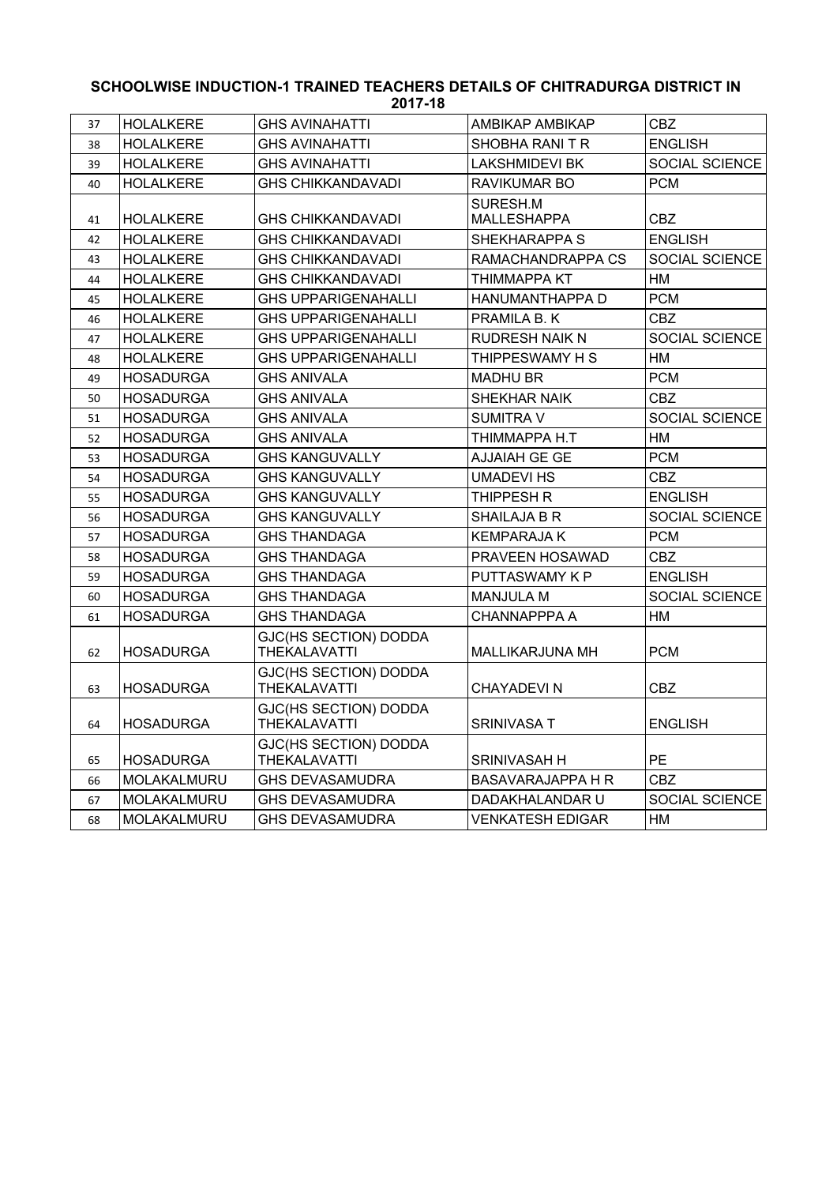## SCHOOLWISE INDUCTION-1 TRAINED TEACHERS DETAILS OF CHITRADURGA DISTRICT IN 2017-18

| | | | | |
|---|---|---|---|---|
| 37 | HOLALKERE | GHS AVINAHATTI | AMBIKAP AMBIKAP | CBZ |
| 38 | HOLALKERE | GHS AVINAHATTI | SHOBHA RANI T R | ENGLISH |
| 39 | HOLALKERE | GHS AVINAHATTI | LAKSHMIDEVI BK | SOCIAL SCIENCE |
| 40 | HOLALKERE | GHS CHIKKANDAVADI | RAVIKUMAR BO | PCM |
| 41 | HOLALKERE | GHS CHIKKANDAVADI | SURESH.M MALLESHAPPA | CBZ |
| 42 | HOLALKERE | GHS CHIKKANDAVADI | SHEKHARAPPA S | ENGLISH |
| 43 | HOLALKERE | GHS CHIKKANDAVADI | RAMACHANDRAPPA CS | SOCIAL SCIENCE |
| 44 | HOLALKERE | GHS CHIKKANDAVADI | THIMMAPPA KT | HM |
| 45 | HOLALKERE | GHS UPPARIGENAHALLI | HANUMANTHAPPA D | PCM |
| 46 | HOLALKERE | GHS UPPARIGENAHALLI | PRAMILA B. K | CBZ |
| 47 | HOLALKERE | GHS UPPARIGENAHALLI | RUDRESH NAIK N | SOCIAL SCIENCE |
| 48 | HOLALKERE | GHS UPPARIGENAHALLI | THIPPESWAMY H S | HM |
| 49 | HOSADURGA | GHS ANIVALA | MADHU BR | PCM |
| 50 | HOSADURGA | GHS ANIVALA | SHEKHAR NAIK | CBZ |
| 51 | HOSADURGA | GHS ANIVALA | SUMITRA V | SOCIAL SCIENCE |
| 52 | HOSADURGA | GHS ANIVALA | THIMMAPPA H.T | HM |
| 53 | HOSADURGA | GHS KANGUVALLY | AJJAIAH GE GE | PCM |
| 54 | HOSADURGA | GHS KANGUVALLY | UMADEVI HS | CBZ |
| 55 | HOSADURGA | GHS KANGUVALLY | THIPPESH R | ENGLISH |
| 56 | HOSADURGA | GHS KANGUVALLY | SHAILAJA B R | SOCIAL SCIENCE |
| 57 | HOSADURGA | GHS THANDAGA | KEMPARAJA K | PCM |
| 58 | HOSADURGA | GHS THANDAGA | PRAVEEN HOSAWAD | CBZ |
| 59 | HOSADURGA | GHS THANDAGA | PUTTASWAMY K P | ENGLISH |
| 60 | HOSADURGA | GHS THANDAGA | MANJULA M | SOCIAL SCIENCE |
| 61 | HOSADURGA | GHS THANDAGA | CHANNAPPPA A | HM |
| 62 | HOSADURGA | GJC(HS SECTION) DODDA THEKALAVATTI | MALLIKARJUNA MH | PCM |
| 63 | HOSADURGA | GJC(HS SECTION) DODDA THEKALAVATTI | CHAYADEVI N | CBZ |
| 64 | HOSADURGA | GJC(HS SECTION) DODDA THEKALAVATTI | SRINIVASA T | ENGLISH |
| 65 | HOSADURGA | GJC(HS SECTION) DODDA THEKALAVATTI | SRINIVASAH H | PE |
| 66 | MOLAKALMURU | GHS DEVASAMUDRA | BASAVARAJAPPA H R | CBZ |
| 67 | MOLAKALMURU | GHS DEVASAMUDRA | DADAKHALANDAR U | SOCIAL SCIENCE |
| 68 | MOLAKALMURU | GHS DEVASAMUDRA | VENKATESH EDIGAR | HM |